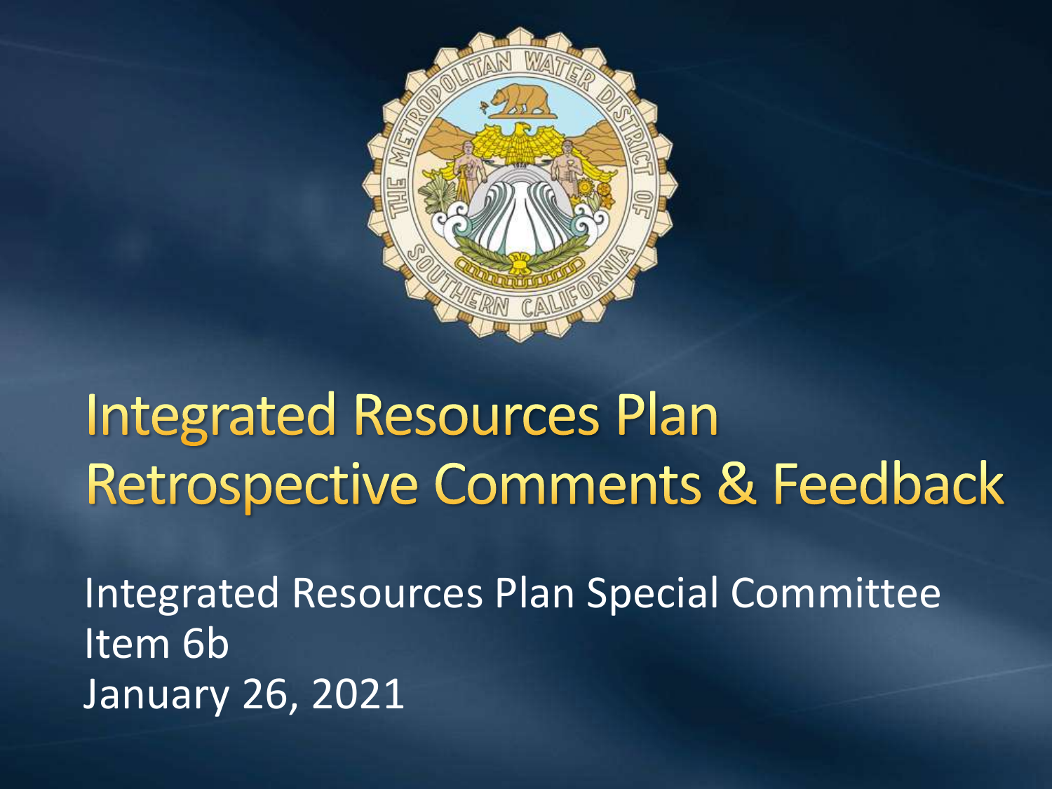# Integrated Resources Plan Retrospective Comments & Feedback

Integrated Resources Plan Special Committee
Item 6b
January 26, 2021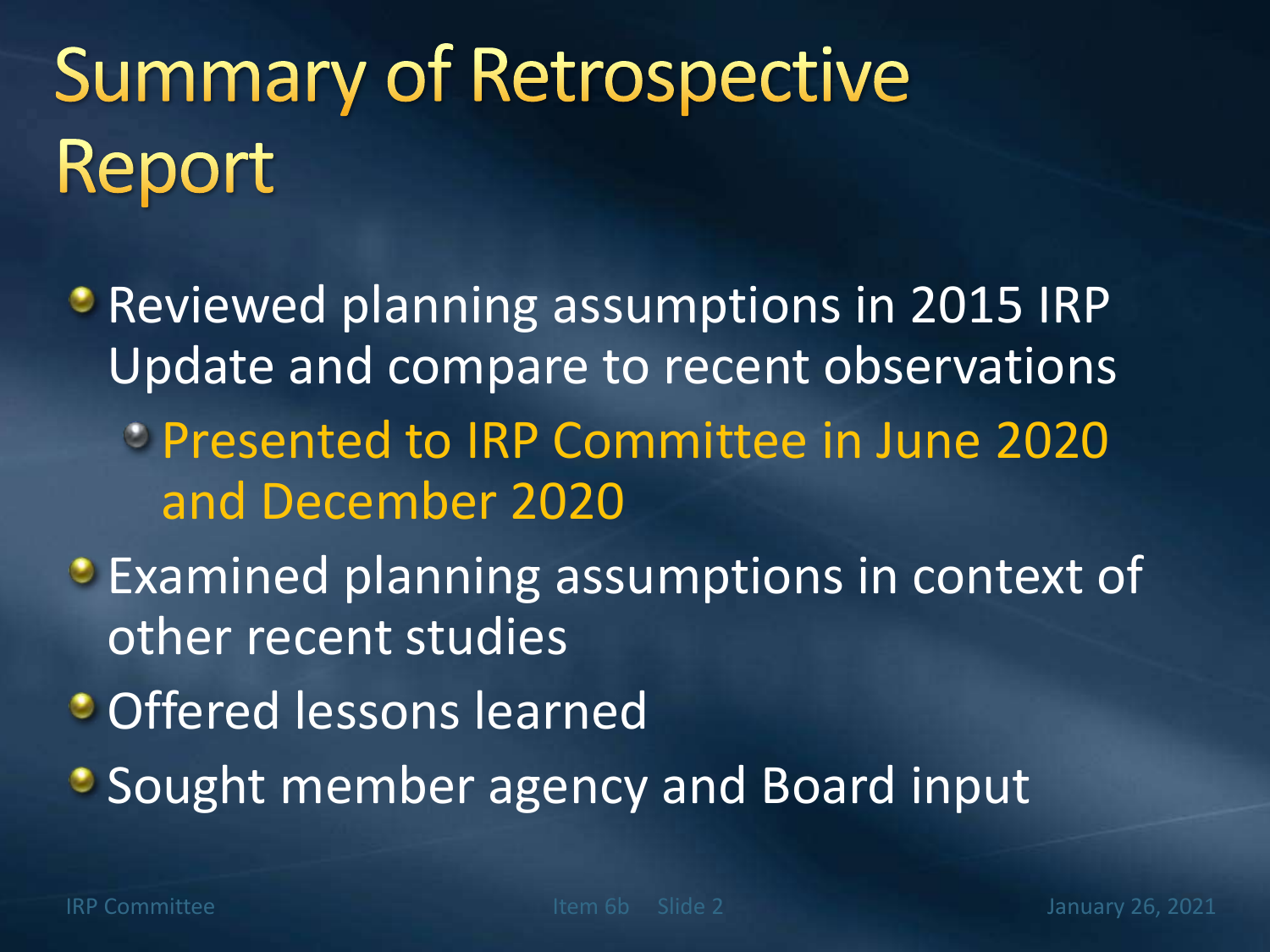# Summary of Retrospective Report

- Reviewed planning assumptions in 2015 IRP Update and compare to recent observations
  - Presented to IRP Committee in June 2020 and December 2020
- Examined planning assumptions in context of other recent studies
- Offered lessons learned
- Sought member agency and Board input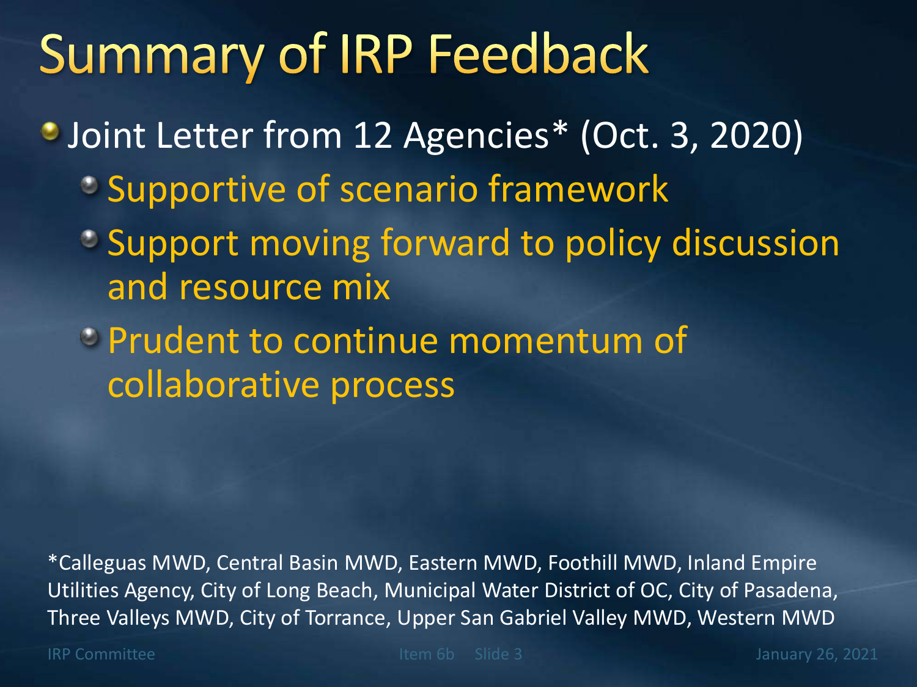# Summary of IRP Feedback

- Joint Letter from 12 Agencies* (Oct. 3, 2020)
  - Supportive of scenario framework
  - Support moving forward to policy discussion and resource mix
  - Prudent to continue momentum of collaborative process

*Calleguas MWD, Central Basin MWD, Eastern MWD, Foothill MWD, Inland Empire Utilities Agency, City of Long Beach, Municipal Water District of OC, City of Pasadena, Three Valleys MWD, City of Torrance, Upper San Gabriel Valley MWD, Western MWD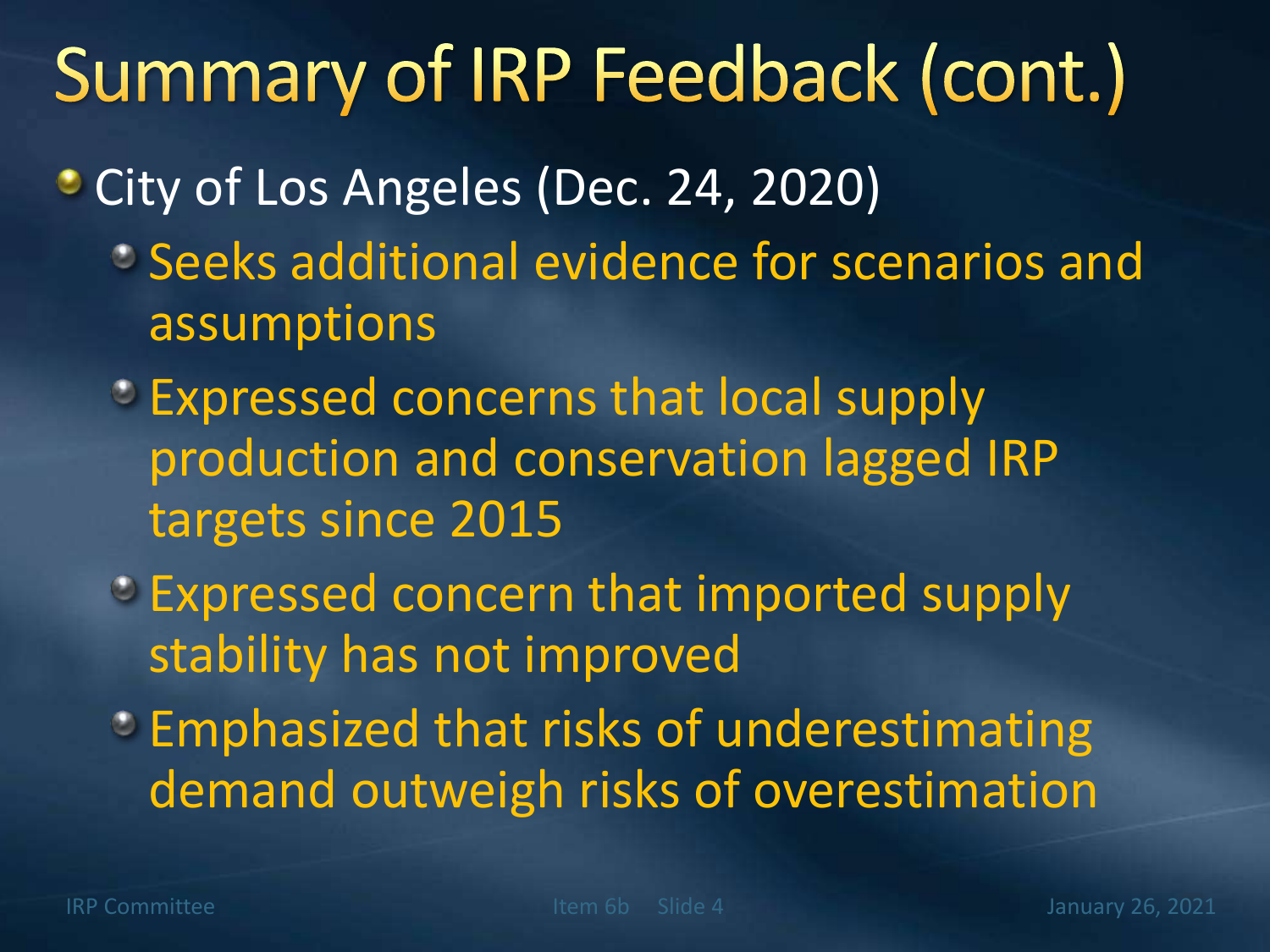# Summary of IRP Feedback (cont.)

- City of Los Angeles (Dec. 24, 2020)
  - Seeks additional evidence for scenarios and assumptions
  - Expressed concerns that local supply production and conservation lagged IRP targets since 2015
  - Expressed concern that imported supply stability has not improved
  - Emphasized that risks of underestimating demand outweigh risks of overestimation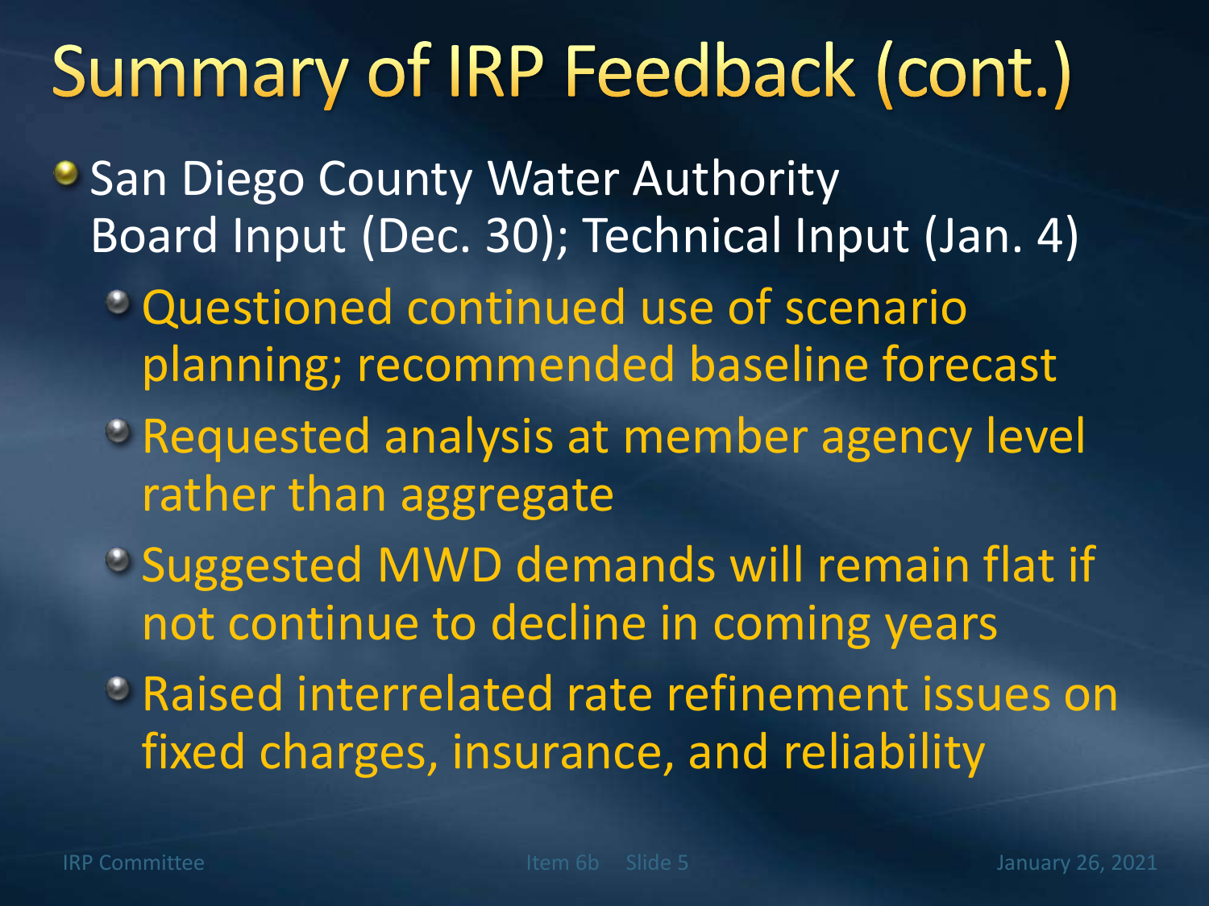# Summary of IRP Feedback (cont.)

- San Diego County Water Authority
  Board Input (Dec. 30); Technical Input (Jan. 4)
  - Questioned continued use of scenario planning; recommended baseline forecast
  - Requested analysis at member agency level rather than aggregate
  - Suggested MWD demands will remain flat if not continue to decline in coming years
  - Raised interrelated rate refinement issues on fixed charges, insurance, and reliability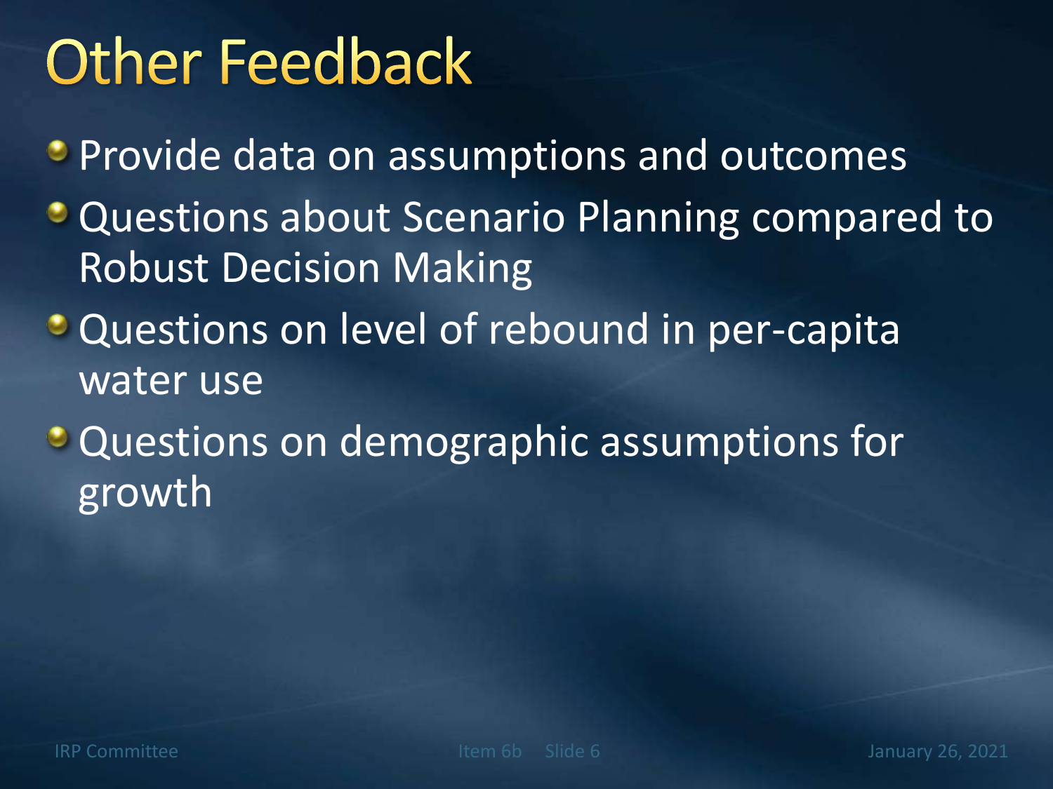# Other Feedback

- Provide data on assumptions and outcomes
- Questions about Scenario Planning compared to Robust Decision Making
- Questions on level of rebound in per-capita water use
- Questions on demographic assumptions for growth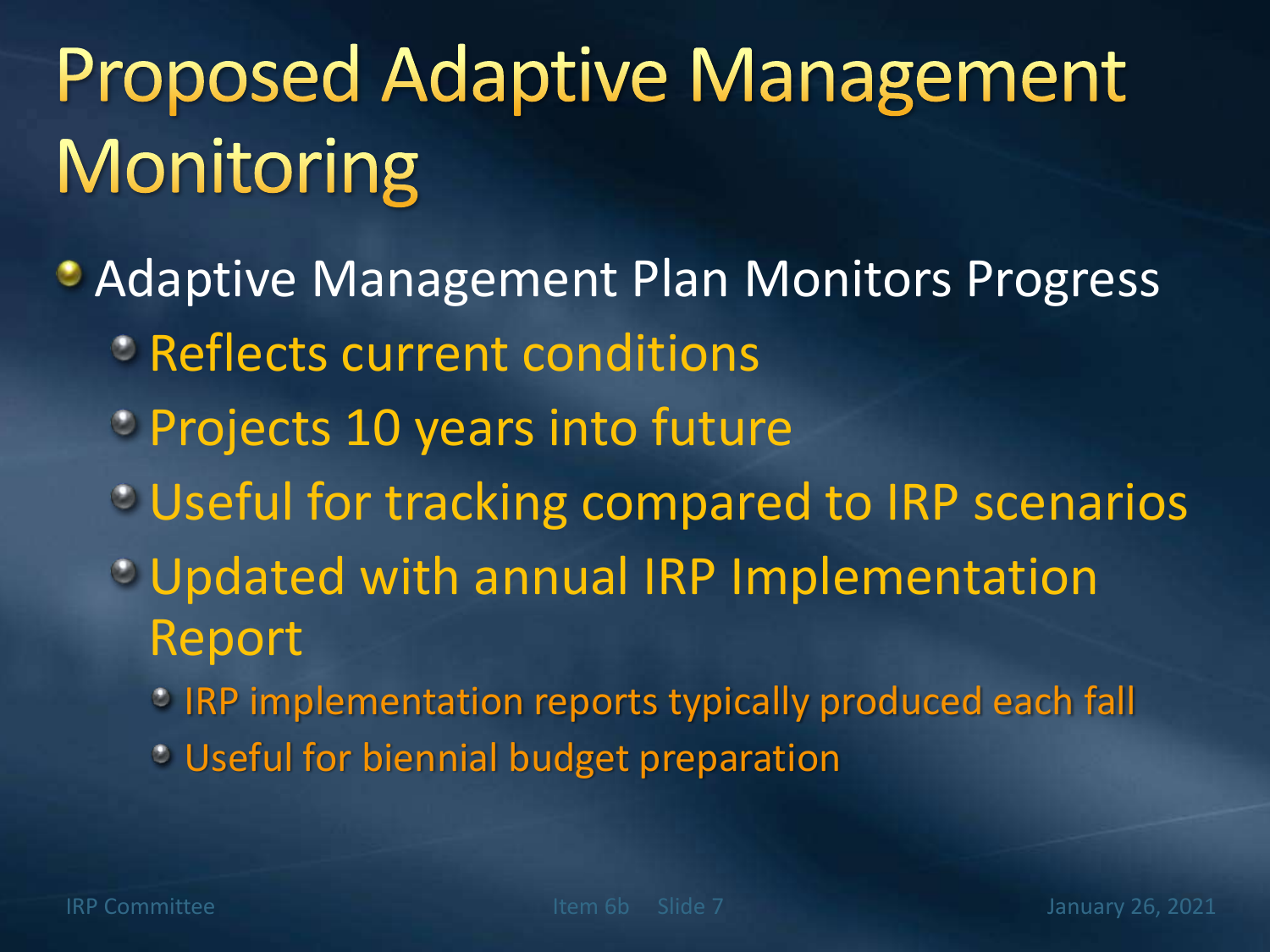# Proposed Adaptive Management Monitoring

- Adaptive Management Plan Monitors Progress
  - Reflects current conditions
  - Projects 10 years into future
  - Useful for tracking compared to IRP scenarios
  - Updated with annual IRP Implementation Report
    - IRP implementation reports typically produced each fall
    - Useful for biennial budget preparation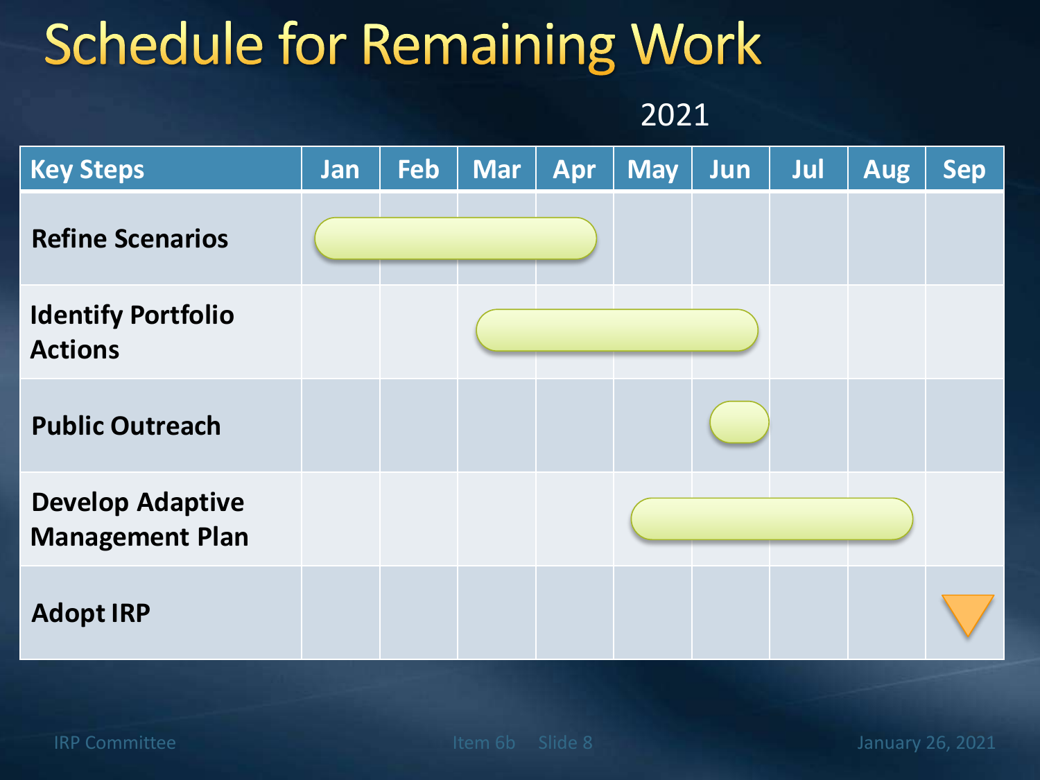# Schedule for Remaining Work

2021

| Key Steps | Jan | Feb | Mar | Apr | May | Jun | Jul | Aug | Sep |
|---|---|---|---|---|---|---|---|---|---|
| Refine Scenarios | ■ | ■ | ■ | ■ | | | | | |
| Identify Portfolio Actions | | | ■ | ■ | ■ | ■ | | | |
| Public Outreach | | | | | | ■ | | | |
| Develop Adaptive Management Plan | | | | | ■ | ■ | ■ | ■ | |
| Adopt IRP | | | | | | | | | ▼ |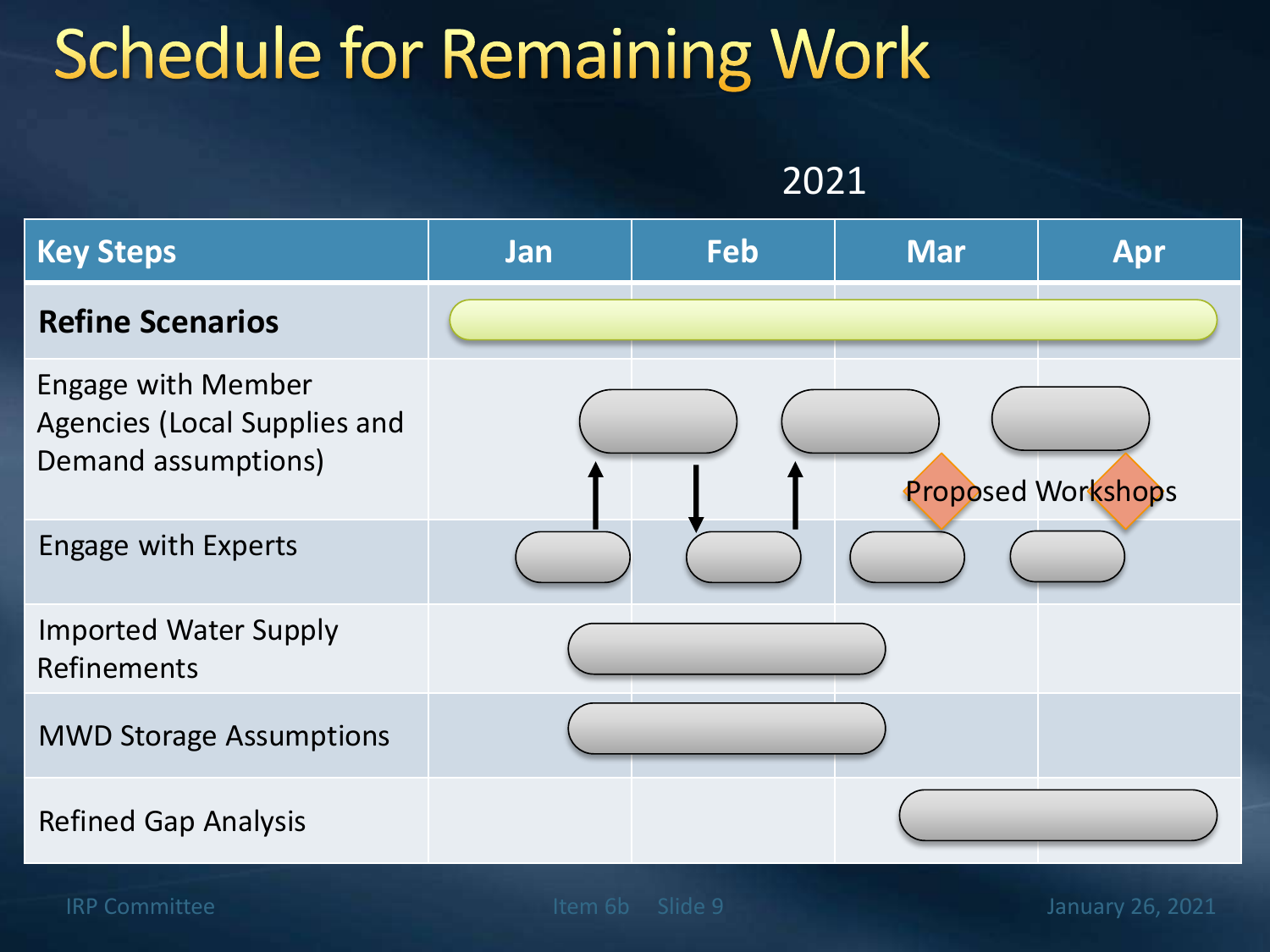# Schedule for Remaining Work

2021

| Key Steps | Jan | Feb | Mar | Apr |
|---|---|---|---|---|
| **Refine Scenarios** | | | | |
| Engage with Member Agencies (Local Supplies and Demand assumptions) | | | | |
| Engage with Experts | | | | |
| Imported Water Supply Refinements | | | | |
| MWD Storage Assumptions | | | | |
| Refined Gap Analysis | | | | |

Proposed Workshops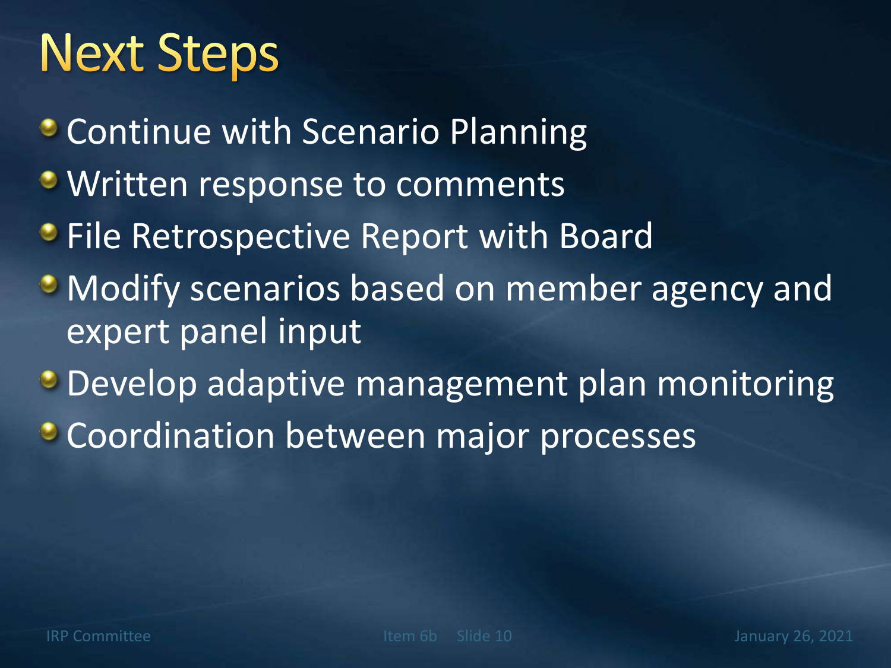# Next Steps

- Continue with Scenario Planning
- Written response to comments
- File Retrospective Report with Board
- Modify scenarios based on member agency and expert panel input
- Develop adaptive management plan monitoring
- Coordination between major processes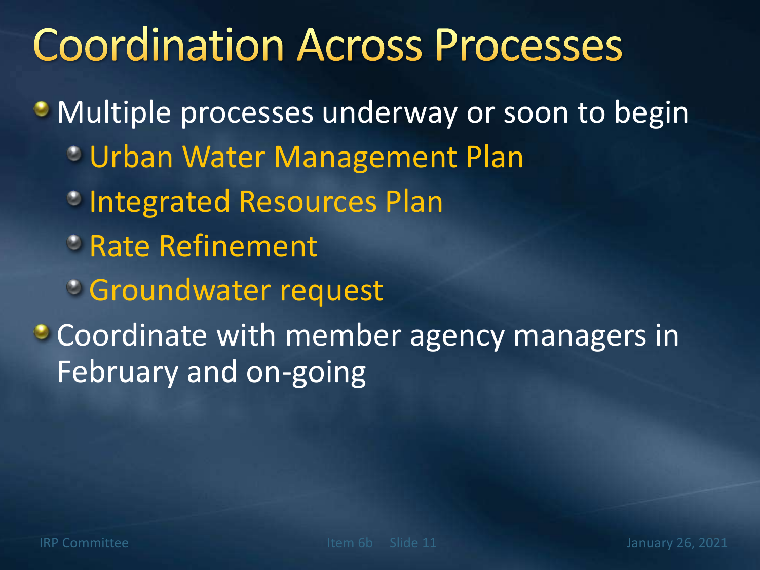# Coordination Across Processes

- Multiple processes underway or soon to begin
  - Urban Water Management Plan
  - Integrated Resources Plan
  - Rate Refinement
  - Groundwater request
- Coordinate with member agency managers in February and on-going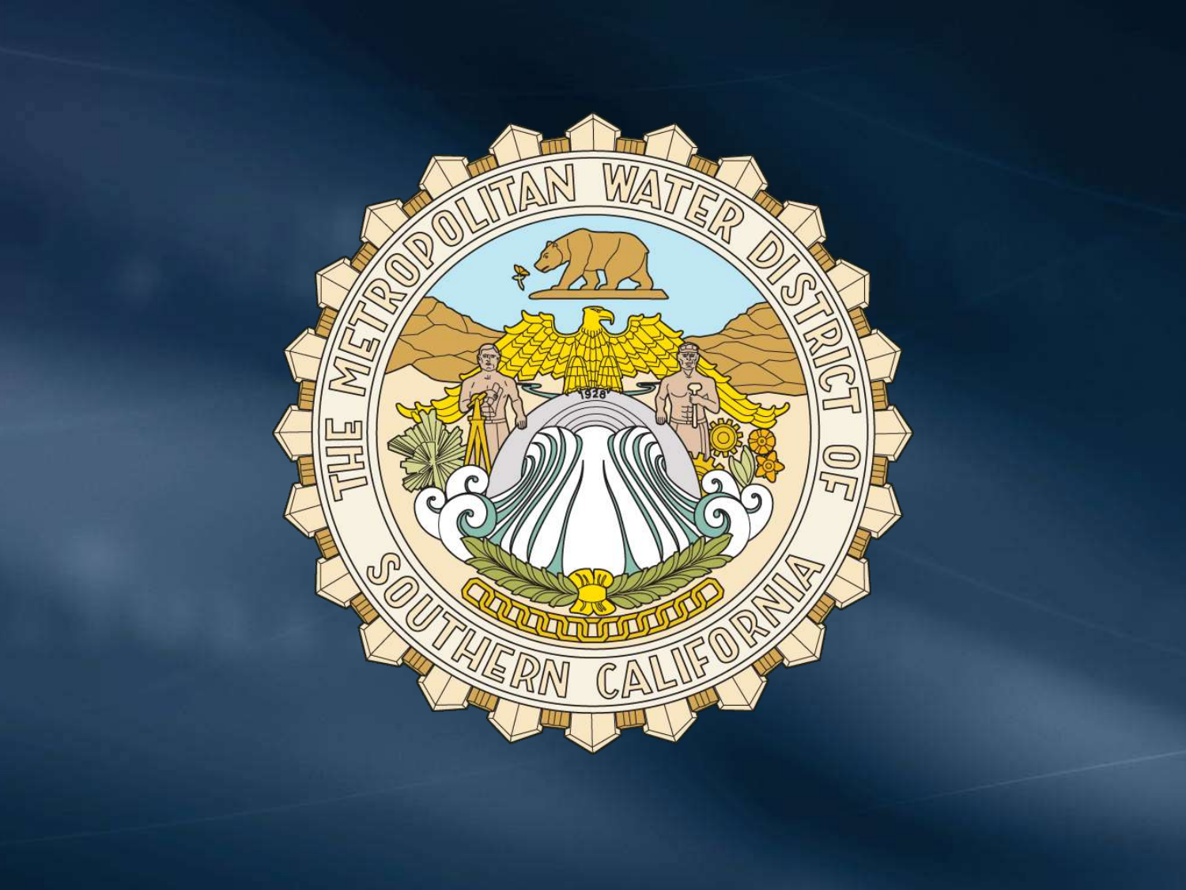THE METROPOLITAN WATER DISTRICT OF SOUTHERN CALIFORNIA

1928